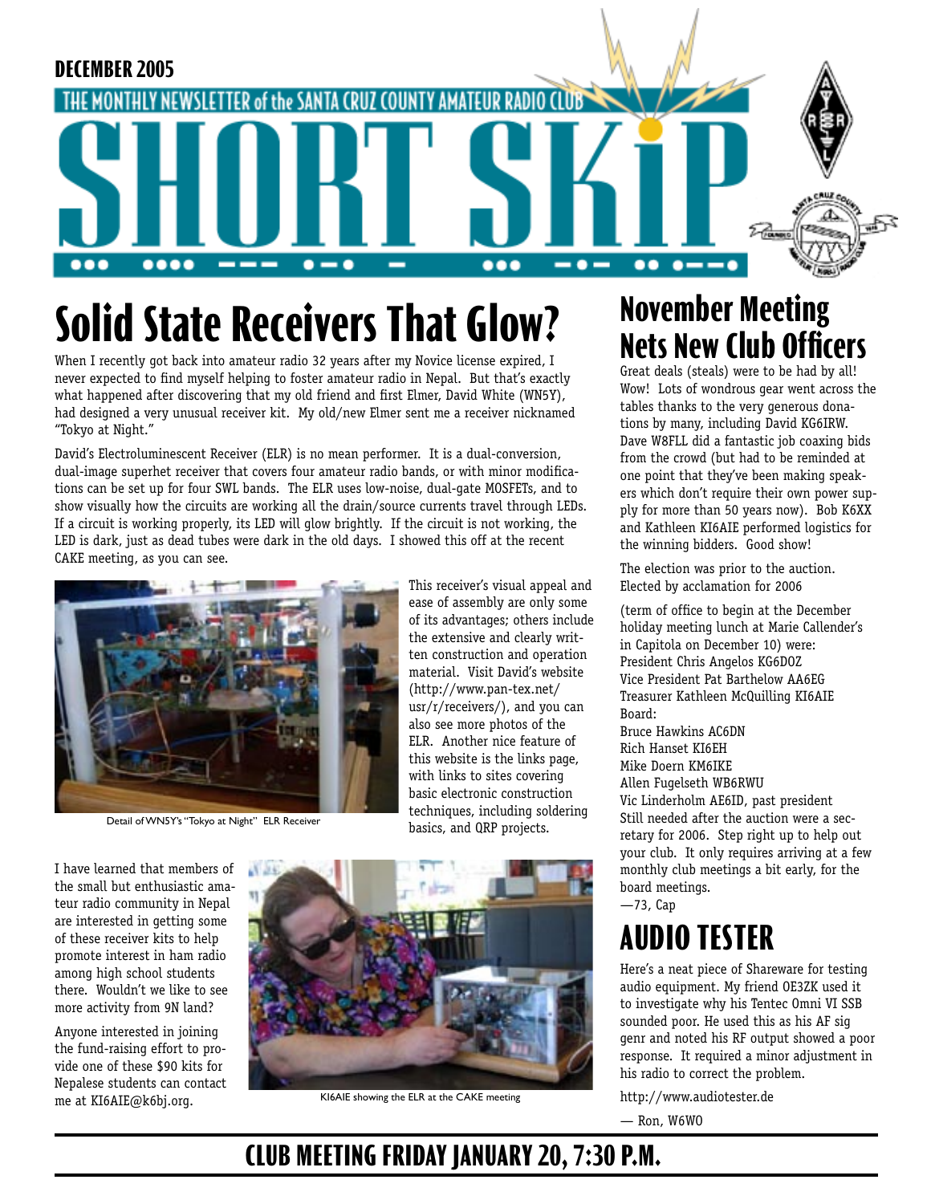DECEMBER 2005

THE MONTHLY NEWSLETTER of the SANTA CRUZ COUNTY AMATEUR RADIO CLUB

# SHORT SKiP

## Solid State Receivers That Glow?

When I recently got back into amateur radio 32 years after my Novice license expired, I never expected to find myself helping to foster amateur radio in Nepal. But that's exactly what happened after discovering that my old friend and first Elmer, David White (WN5Y), had designed a very unusual receiver kit. My old/new Elmer sent me a receiver nicknamed "Tokyo at Night."

David's Electroluminescent Receiver (ELR) is no mean performer. It is a dual-conversion, dual-image superhet receiver that covers four amateur radio bands, or with minor modifications can be set up for four SWL bands. The ELR uses low-noise, dual-gate MOSFETs, and to show visually how the circuits are working all the drain/source currents travel through LEDs. If a circuit is working properly, its LED will glow brightly. If the circuit is not working, the LED is dark, just as dead tubes were dark in the old days. I showed this off at the recent CAKE meeting, as you can see.

Detail of WN5Y's "Tokyo at Night" ELR Receiver

This receiver's visual appeal and ease of assembly are only some of its advantages; others include the extensive and clearly written construction and operation material. Visit David's website (http://www.pan-tex.net/usr/r/receivers/), and you can also see more photos of the ELR. Another nice feature of this website is the links page, with links to sites covering basic electronic construction techniques, including soldering basics, and QRP projects.

I have learned that members of the small but enthusiastic amateur radio community in Nepal are interested in getting some of these receiver kits to help promote interest in ham radio among high school students there. Wouldn't we like to see more activity from 9N land?

Anyone interested in joining the fund-raising effort to provide one of these $90 kits for Nepalese students can contact me at KI6AIE@k6bj.org.

KI6AIE showing the ELR at the CAKE meeting

## November Meeting Nets New Club Officers

Great deals (steals) were to be had by all! Wow! Lots of wondrous gear went across the tables thanks to the very generous donations by many, including David KG6IRW. Dave W8FLL did a fantastic job coaxing bids from the crowd (but had to be reminded at one point that they've been making speakers which don't require their own power supply for more than 50 years now). Bob K6XX and Kathleen KI6AIE performed logistics for the winning bidders. Good show!

The election was prior to the auction. Elected by acclamation for 2006

(term of office to begin at the December holiday meeting lunch at Marie Callender's in Capitola on December 10) were:

President Chris Angelos KG6DOZ  
Vice President Pat Barthelow AA6EG  
Treasurer Kathleen McQuilling KI6AIE  
Board:  
Bruce Hawkins AC6DN  
Rich Hanset KI6EH  
Mike Doern KM6IKE  
Allen Fugelseth WB6RWU  
Vic Linderholm AE6ID, past president

Still needed after the auction were a secretary for 2006. Step right up to help out your club. It only requires arriving at a few monthly club meetings a bit early, for the board meetings.

—73, Cap

## AUDIO TESTER

Here's a neat piece of Shareware for testing audio equipment. My friend OE3ZK used it to investigate why his Tentec Omni VI SSB sounded poor. He used this as his AF sig genr and noted his RF output showed a poor response. It required a minor adjustment in his radio to correct the problem.

http://www.audiotester.de

— Ron, W6WO

**CLUB MEETING FRIDAY JANUARY 20, 7:30 P.M.**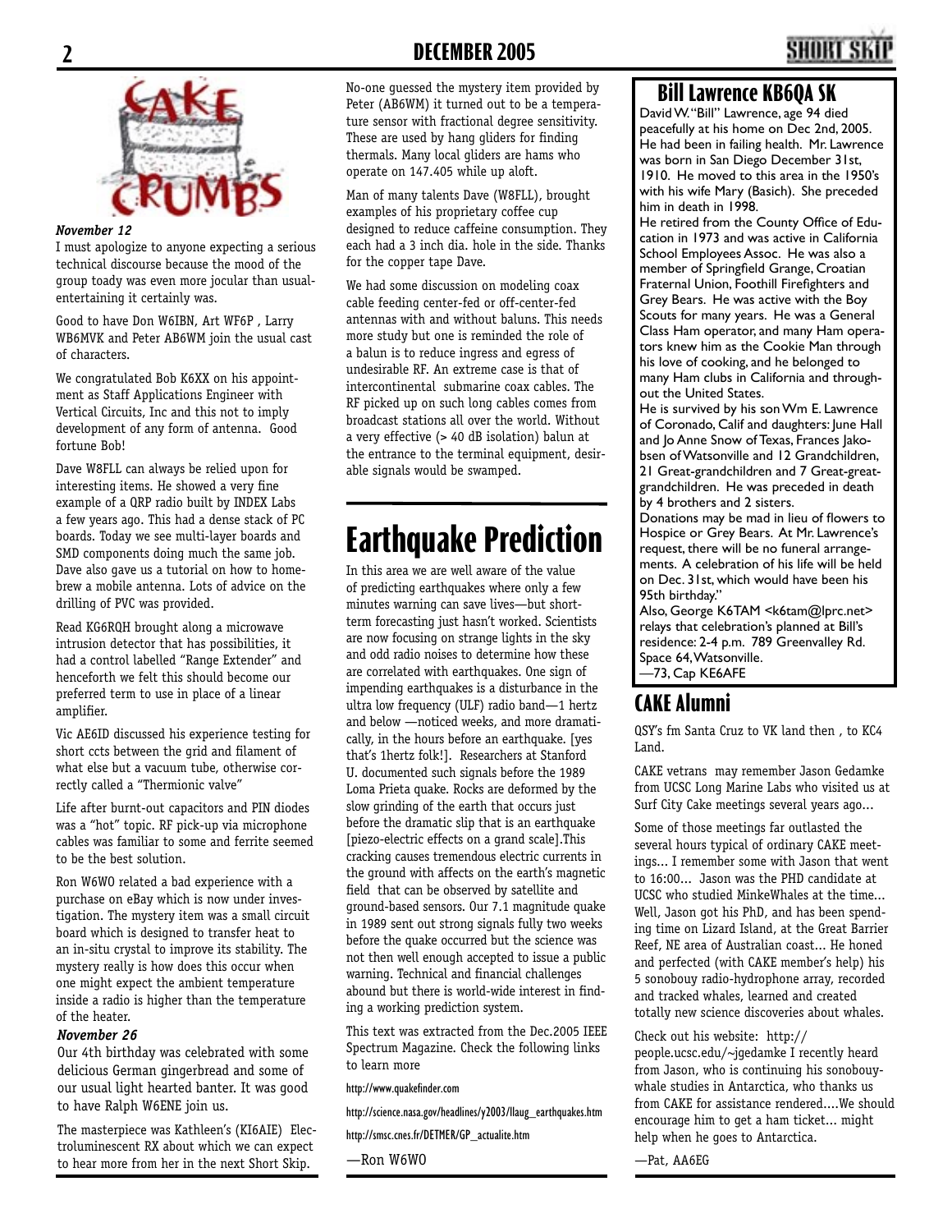# CAKE CRUMBS

***November 12***

I must apologize to anyone expecting a serious technical discourse because the mood of the group toady was even more jocular than usual-entertaining it certainly was.

Good to have Don W6IBN, Art WF6P , Larry WB6MVK and Peter AB6WM join the usual cast of characters.

We congratulated Bob K6XX on his appointment as Staff Applications Engineer with Vertical Circuits, Inc and this not to imply development of any form of antenna. Good fortune Bob!

Dave W8FLL can always be relied upon for interesting items. He showed a very fine example of a QRP radio built by INDEX Labs a few years ago. This had a dense stack of PC boards. Today we see multi-layer boards and SMD components doing much the same job. Dave also gave us a tutorial on how to home-brew a mobile antenna. Lots of advice on the drilling of PVC was provided.

Read KG6RQH brought along a microwave intrusion detector that has possibilities, it had a control labelled "Range Extender" and henceforth we felt this should become our preferred term to use in place of a linear amplifier.

Vic AE6ID discussed his experience testing for short ccts between the grid and filament of what else but a vacuum tube, otherwise correctly called a "Thermionic valve"

Life after burnt-out capacitors and PIN diodes was a "hot" topic. RF pick-up via microphone cables was familiar to some and ferrite seemed to be the best solution.

Ron W6WO related a bad experience with a purchase on eBay which is now under investigation. The mystery item was a small circuit board which is designed to transfer heat to an in-situ crystal to improve its stability. The mystery really is how does this occur when one might expect the ambient temperature inside a radio is higher than the temperature of the heater.

***November 26***

Our 4th birthday was celebrated with some delicious German gingerbread and some of our usual light hearted banter. It was good to have Ralph W6ENE join us.

The masterpiece was Kathleen's (KI6AIE) Electroluminescent RX about which we can expect to hear more from her in the next Short Skip.

No-one guessed the mystery item provided by Peter (AB6WM) it turned out to be a temperature sensor with fractional degree sensitivity. These are used by hang gliders for finding thermals. Many local gliders are hams who operate on 147.405 while up aloft.

Man of many talents Dave (W8FLL), brought examples of his proprietary coffee cup designed to reduce caffeine consumption. They each had a 3 inch dia. hole in the side. Thanks for the copper tape Dave.

We had some discussion on modeling coax cable feeding center-fed or off-center-fed antennas with and without baluns. This needs more study but one is reminded the role of a balun is to reduce ingress and egress of undesirable RF. An extreme case is that of intercontinental submarine coax cables. The RF picked up on such long cables comes from broadcast stations all over the world. Without a very effective (> 40 dB isolation) balun at the entrance to the terminal equipment, desirable signals would be swamped.

# Earthquake Prediction

In this area we are well aware of the value of predicting earthquakes where only a few minutes warning can save lives—but short-term forecasting just hasn't worked. Scientists are now focusing on strange lights in the sky and odd radio noises to determine how these are correlated with earthquakes. One sign of impending earthquakes is a disturbance in the ultra low frequency (ULF) radio band—1 hertz and below —noticed weeks, and more dramatically, in the hours before an earthquake. [yes that's 1hertz folk!]. Researchers at Stanford U. documented such signals before the 1989 Loma Prieta quake. Rocks are deformed by the slow grinding of the earth that occurs just before the dramatic slip that is an earthquake [piezo-electric effects on a grand scale].This cracking causes tremendous electric currents in the ground with affects on the earth's magnetic field that can be observed by satellite and ground-based sensors. Our 7.1 magnitude quake in 1989 sent out strong signals fully two weeks before the quake occurred but the science was not then well enough accepted to issue a public warning. Technical and financial challenges abound but there is world-wide interest in finding a working prediction system.

This text was extracted from the Dec.2005 IEEE Spectrum Magazine. Check the following links to learn more

http://www.quakefinder.com

http://science.nasa.gov/headlines/y2003/llaug_earthquakes.htm

http://smsc.cnes.fr/DETMER/GP_actualite.htm

—Ron W6WO

## Bill Lawrence KB6QA SK

David W. "Bill" Lawrence, age 94 died peacefully at his home on Dec 2nd, 2005. He had been in failing health. Mr. Lawrence was born in San Diego December 31st, 1910. He moved to this area in the 1950's with his wife Mary (Basich). She preceded him in death in 1998.

He retired from the County Office of Education in 1973 and was active in California School Employees Assoc. He was also a member of Springfield Grange, Croatian Fraternal Union, Foothill Firefighters and Grey Bears. He was active with the Boy Scouts for many years. He was a General Class Ham operator, and many Ham operators knew him as the Cookie Man through his love of cooking, and he belonged to many Ham clubs in California and throughout the United States.

He is survived by his son Wm E. Lawrence of Coronado, Calif and daughters: June Hall and Jo Anne Snow of Texas, Frances Jakobsen of Watsonville and 12 Grandchildren, 21 Great-grandchildren and 7 Great-great-grandchildren. He was preceded in death by 4 brothers and 2 sisters.

Donations may be mad in lieu of flowers to Hospice or Grey Bears. At Mr. Lawrence's request, there will be no funeral arrangements. A celebration of his life will be held on Dec. 31st, which would have been his 95th birthday."

Also, George K6TAM <k6tam@lprc.net> relays that celebration's planned at Bill's residence: 2-4 p.m. 789 Greenvalley Rd. Space 64, Watsonville.

—73, Cap KE6AFE

## CAKE Alumni

QSY's fm Santa Cruz to VK land then , to KC4 Land.

CAKE vetrans may remember Jason Gedamke from UCSC Long Marine Labs who visited us at Surf City Cake meetings several years ago...

Some of those meetings far outlasted the several hours typical of ordinary CAKE meetings... I remember some with Jason that went to 16:00... Jason was the PHD candidate at UCSC who studied MinkeWhales at the time... Well, Jason got his PhD, and has been spending time on Lizard Island, at the Great Barrier Reef, NE area of Australian coast... He honed and perfected (with CAKE member's help) his 5 sonobouy radio-hydrophone array, recorded and tracked whales, learned and created totally new science discoveries about whales.

Check out his website: http://people.ucsc.edu/~jgedamke I recently heard from Jason, who is continuing his sonobouy-whale studies in Antarctica, who thanks us from CAKE for assistance rendered....We should encourage him to get a ham ticket... might help when he goes to Antarctica.

—Pat, AA6EG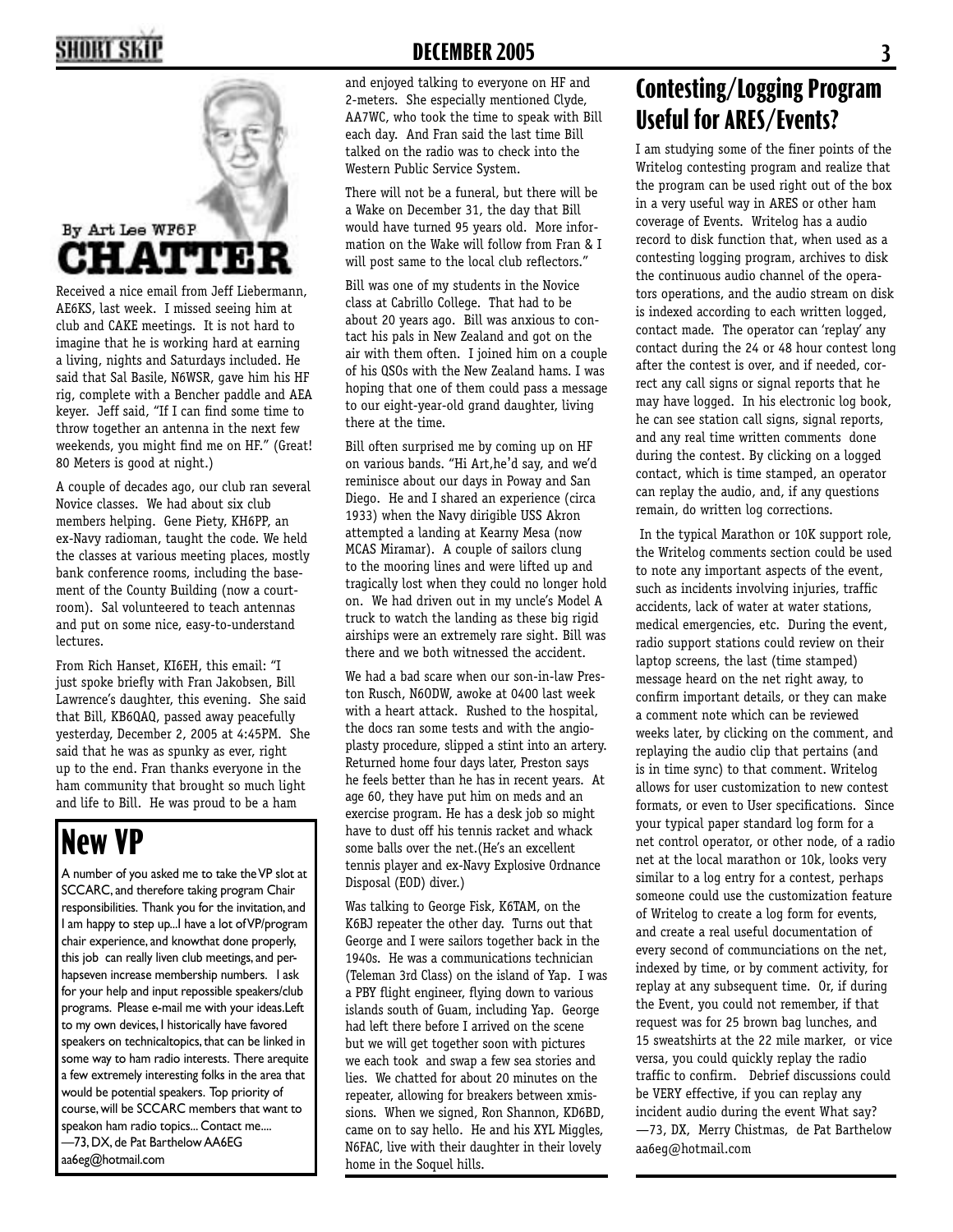By Art Lee WF6P

# CHATTER

Received a nice email from Jeff Liebermann, AE6KS, last week. I missed seeing him at club and CAKE meetings. It is not hard to imagine that he is working hard at earning a living, nights and Saturdays included. He said that Sal Basile, N6WSR, gave him his HF rig, complete with a Bencher paddle and AEA keyer. Jeff said, "If I can find some time to throw together an antenna in the next few weekends, you might find me on HF." (Great! 80 Meters is good at night.)

A couple of decades ago, our club ran several Novice classes. We had about six club members helping. Gene Piety, KH6PP, an ex-Navy radioman, taught the code. We held the classes at various meeting places, mostly bank conference rooms, including the basement of the County Building (now a courtroom). Sal volunteered to teach antennas and put on some nice, easy-to-understand lectures.

From Rich Hanset, KI6EH, this email: "I just spoke briefly with Fran Jakobsen, Bill Lawrence's daughter, this evening. She said that Bill, KB6QAQ, passed away peacefully yesterday, December 2, 2005 at 4:45PM. She said that he was as spunky as ever, right up to the end. Fran thanks everyone in the ham community that brought so much light and life to Bill. He was proud to be a ham and enjoyed talking to everyone on HF and 2-meters. She especially mentioned Clyde, AA7WC, who took the time to speak with Bill each day. And Fran said the last time Bill talked on the radio was to check into the Western Public Service System.

There will not be a funeral, but there will be a Wake on December 31, the day that Bill would have turned 95 years old. More information on the Wake will follow from Fran & I will post same to the local club reflectors."

Bill was one of my students in the Novice class at Cabrillo College. That had to be about 20 years ago. Bill was anxious to contact his pals in New Zealand and got on the air with them often. I joined him on a couple of his QSOs with the New Zealand hams. I was hoping that one of them could pass a message to our eight-year-old grand daughter, living there at the time.

Bill often surprised me by coming up on HF on various bands. "Hi Art,he'd say, and we'd reminisce about our days in Poway and San Diego. He and I shared an experience (circa 1933) when the Navy dirigible USS Akron attempted a landing at Kearny Mesa (now MCAS Miramar). A couple of sailors clung to the mooring lines and were lifted up and tragically lost when they could no longer hold on. We had driven out in my uncle's Model A truck to watch the landing as these big rigid airships were an extremely rare sight. Bill was there and we both witnessed the accident.

We had a bad scare when our son-in-law Preston Rusch, N6ODW, awoke at 0400 last week with a heart attack. Rushed to the hospital, the docs ran some tests and with the angioplasty procedure, slipped a stint into an artery. Returned home four days later, Preston says he feels better than he has in recent years. At age 60, they have put him on meds and an exercise program. He has a desk job so might have to dust off his tennis racket and whack some balls over the net.(He's an excellent tennis player and ex-Navy Explosive Ordnance Disposal (EOD) diver.)

Was talking to George Fisk, K6TAM, on the K6BJ repeater the other day. Turns out that George and I were sailors together back in the 1940s. He was a communications technician (Teleman 3rd Class) on the island of Yap. I was a PBY flight engineer, flying down to various islands south of Guam, including Yap. George had left there before I arrived on the scene but we will get together soon with pictures we each took and swap a few sea stories and lies. We chatted for about 20 minutes on the repeater, allowing for breakers between xmissions. When we signed, Ron Shannon, KD6BD, came on to say hello. He and his XYL Miggles, N6FAC, live with their daughter in their lovely home in the Soquel hills.

# New VP

A number of you asked me to take the VP slot at SCCARC, and therefore taking program Chair responsibilities. Thank you for the invitation, and I am happy to step up...I have a lot of VP/program chair experience, and knowthat done properly, this job can really liven club meetings, and perhapseven increase membership numbers. I ask for your help and input repossible speakers/club programs. Please e-mail me with your ideas.Left to my own devices, I historically have favored speakers on technicaltopics, that can be linked in some way to ham radio interests. There arequite a few extremely interesting folks in the area that would be potential speakers. Top priority of course, will be SCCARC members that want to speakon ham radio topics... Contact me....
—73, DX, de Pat Barthelow AA6EG
aa6eg@hotmail.com

# Contesting/Logging Program Useful for ARES/Events?

I am studying some of the finer points of the Writelog contesting program and realize that the program can be used right out of the box in a very useful way in ARES or other ham coverage of Events. Writelog has a audio record to disk function that, when used as a contesting logging program, archives to disk the continuous audio channel of the operators operations, and the audio stream on disk is indexed according to each written logged, contact made. The operator can 'replay' any contact during the 24 or 48 hour contest long after the contest is over, and if needed, correct any call signs or signal reports that he may have logged. In his electronic log book, he can see station call signs, signal reports, and any real time written comments done during the contest. By clicking on a logged contact, which is time stamped, an operator can replay the audio, and, if any questions remain, do written log corrections.

In the typical Marathon or 10K support role, the Writelog comments section could be used to note any important aspects of the event, such as incidents involving injuries, traffic accidents, lack of water at water stations, medical emergencies, etc. During the event, radio support stations could review on their laptop screens, the last (time stamped) message heard on the net right away, to confirm important details, or they can make a comment note which can be reviewed weeks later, by clicking on the comment, and replaying the audio clip that pertains (and is in time sync) to that comment. Writelog allows for user customization to new contest formats, or even to User specifications. Since your typical paper standard log form for a net control operator, or other node, of a radio net at the local marathon or 10k, looks very similar to a log entry for a contest, perhaps someone could use the customization feature of Writelog to create a log form for events, and create a real useful documentation of every second of communciations on the net, indexed by time, or by comment activity, for replay at any subsequent time. Or, if during the Event, you could not remember, if that request was for 25 brown bag lunches, and 15 sweatshirts at the 22 mile marker, or vice versa, you could quickly replay the radio traffic to confirm. Debrief discussions could be VERY effective, if you can replay any incident audio during the event What say?
—73, DX, Merry Chistmas, de Pat Barthelow
aa6eg@hotmail.com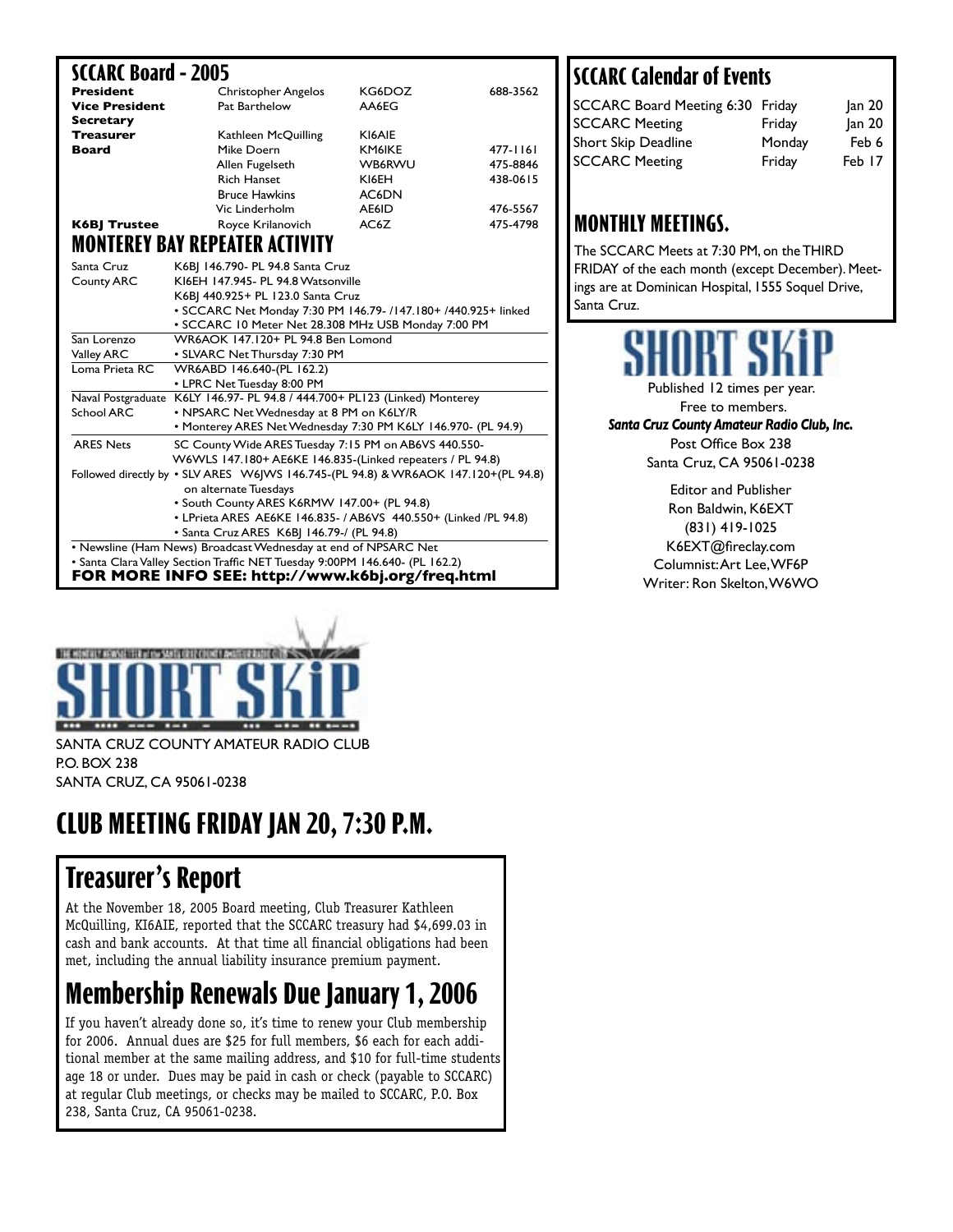## SCCARC Board - 2005

| | | | |
|---|---|---|---|
| **President** | Christopher Angelos | KG6DOZ | 688-3562 |
| **Vice President** | Pat Barthelow | AA6EG | |
| **Secretary** | | | |
| **Treasurer** | Kathleen McQuilling | KI6AIE | |
| **Board** | Mike Doern | KM6IKE | 477-1161 |
| | Allen Fugelseth | WB6RWU | 475-8846 |
| | Rich Hanset | KI6EH | 438-0615 |
| | Bruce Hawkins | AC6DN | |
| | Vic Linderholm | AE6ID | 476-5567 |
| **K6BJ Trustee** | Royce Krilanovich | AC6Z | 475-4798 |

## MONTEREY BAY REPEATER ACTIVITY

| | |
|---|---|
| Santa Cruz County ARC | K6BJ 146.790- PL 94.8 Santa Cruz<br>KI6EH 147.945- PL 94.8 Watsonville<br>K6BJ 440.925+ PL 123.0 Santa Cruz<br>• SCCARC Net Monday 7:30 PM 146.79- /147.180+ /440.925+ linked<br>• SCCARC 10 Meter Net 28.308 MHz USB Monday 7:00 PM |
| San Lorenzo Valley ARC | WR6AOK 147.120+ PL 94.8 Ben Lomond<br>• SLVARC Net Thursday 7:30 PM |
| Loma Prieta RC | WR6ABD 146.640-(PL 162.2)<br>• LPRC Net Tuesday 8:00 PM |
| Naval Postgraduate School ARC | K6LY 146.97- PL 94.8 / 444.700+ PL123 (Linked) Monterey<br>• NPSARC Net Wednesday at 8 PM on K6LY/R<br>• Monterey ARES Net Wednesday 7:30 PM K6LY 146.970- (PL 94.9) |
| ARES Nets | SC County Wide ARES Tuesday 7:15 PM on AB6VS 440.550-<br>W6WLS 147.180+ AE6KE 146.835-(Linked repeaters / PL 94.8) |
| Followed directly by | • SLV ARES W6JWS 146.745-(PL 94.8) & WR6AOK 147.120+(PL 94.8) on alternate Tuesdays<br>• South County ARES K6RMW 147.00+ (PL 94.8)<br>• LPrieta ARES AE6KE 146.835- / AB6VS 440.550+ (Linked /PL 94.8)<br>• Santa Cruz ARES K6BJ 146.79-/ (PL 94.8) |

• Newsline (Ham News) Broadcast Wednesday at end of NPSARC Net

• Santa Clara Valley Section Traffic NET Tuesday 9:00PM 146.640- (PL 162.2)

**FOR MORE INFO SEE: http://www.k6bj.org/freq.html**

## SCCARC Calendar of Events

| | | |
|---|---|---|
| SCCARC Board Meeting 6:30 | Friday | Jan 20 |
| SCCARC Meeting | Friday | Jan 20 |
| Short Skip Deadline | Monday | Feb 6 |
| SCCARC Meeting | Friday | Feb 17 |

## MONTHLY MEETINGS.

The SCCARC Meets at 7:30 PM, on the THIRD FRIDAY of the each month (except December). Meetings are at Dominican Hospital, 1555 Soquel Drive, Santa Cruz.

SHORT SKiP

Published 12 times per year.
Free to members.
***Santa Cruz County Amateur Radio Club, Inc.***
Post Office Box 238
Santa Cruz, CA 95061-0238

Editor and Publisher
Ron Baldwin, K6EXT
(831) 419-1025
K6EXT@fireclay.com
Columnist: Art Lee, WF6P
Writer: Ron Skelton, W6WO

THE MONTHLY NEWSLETTER of the SANTA CRUZ COUNTY AMATEUR RADIO CLUB

SHORT SKiP

SANTA CRUZ COUNTY AMATEUR RADIO CLUB
P.O. BOX 238
SANTA CRUZ, CA 95061-0238

# CLUB MEETING FRIDAY JAN 20, 7:30 P.M.

## Treasurer's Report

At the November 18, 2005 Board meeting, Club Treasurer Kathleen McQuilling, KI6AIE, reported that the SCCARC treasury had $4,699.03 in cash and bank accounts. At that time all financial obligations had been met, including the annual liability insurance premium payment.

## Membership Renewals Due January 1, 2006

If you haven't already done so, it's time to renew your Club membership for 2006. Annual dues are $25 for full members, $6 each for each additional member at the same mailing address, and $10 for full-time students age 18 or under. Dues may be paid in cash or check (payable to SCCARC) at regular Club meetings, or checks may be mailed to SCCARC, P.O. Box 238, Santa Cruz, CA 95061-0238.